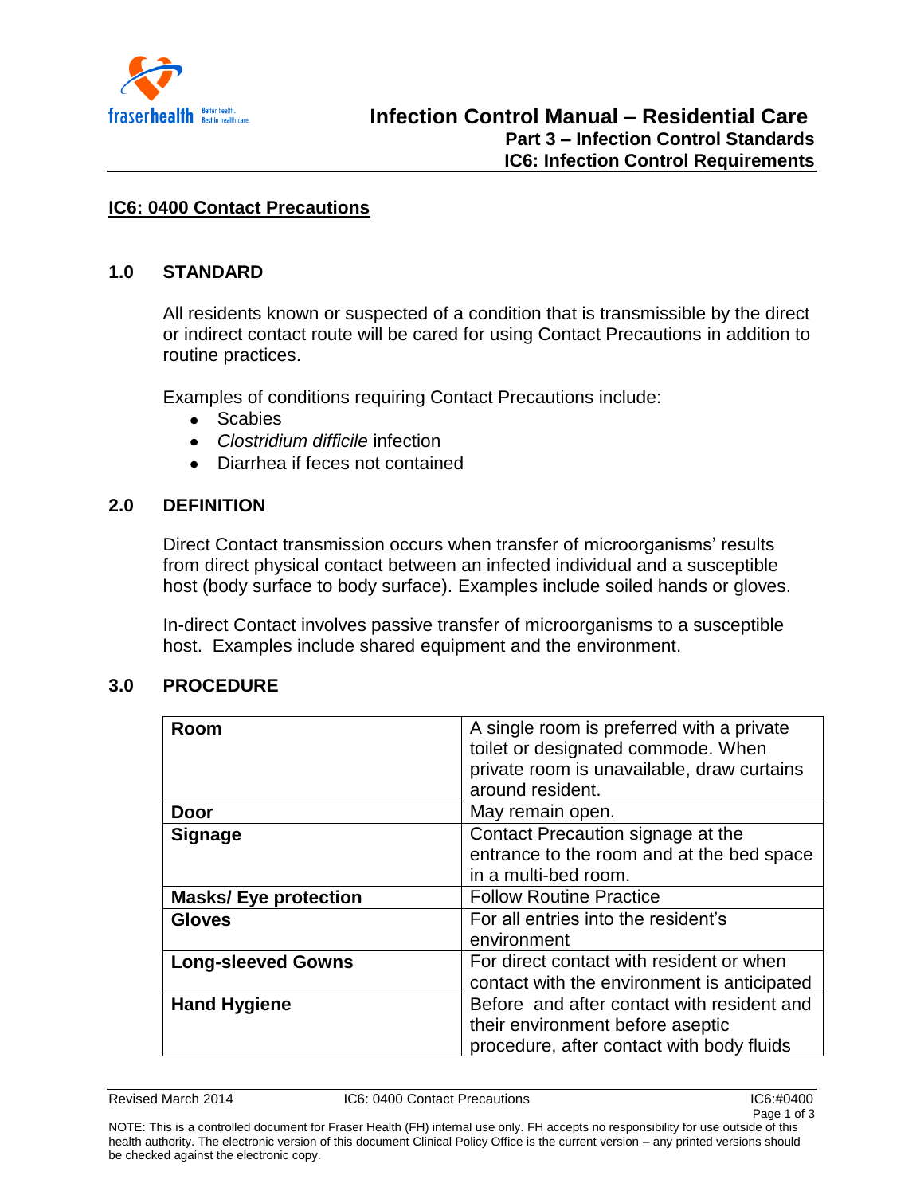# Infection Control Manual – Residential Care
## Part 3 – Infection Control Standards
## IC6: Infection Control Requirements

## IC6: 0400 Contact Precautions

### 1.0 STANDARD

All residents known or suspected of a condition that is transmissible by the direct or indirect contact route will be cared for using Contact Precautions in addition to routine practices.

Examples of conditions requiring Contact Precautions include:

- Scabies
- *Clostridium difficile* infection
- Diarrhea if feces not contained

### 2.0 DEFINITION

Direct Contact transmission occurs when transfer of microorganisms' results from direct physical contact between an infected individual and a susceptible host (body surface to body surface). Examples include soiled hands or gloves.

In-direct Contact involves passive transfer of microorganisms to a susceptible host. Examples include shared equipment and the environment.

### 3.0 PROCEDURE

| | |
|---|---|
| **Room** | A single room is preferred with a private toilet or designated commode. When private room is unavailable, draw curtains around resident. |
| **Door** | May remain open. |
| **Signage** | Contact Precaution signage at the entrance to the room and at the bed space in a multi-bed room. |
| **Masks/ Eye protection** | Follow Routine Practice |
| **Gloves** | For all entries into the resident's environment |
| **Long-sleeved Gowns** | For direct contact with resident or when contact with the environment is anticipated |
| **Hand Hygiene** | Before and after contact with resident and their environment before aseptic procedure, after contact with body fluids |

Revised March 2014 — IC6: 0400 Contact Precautions — IC6:#0400

NOTE: This is a controlled document for Fraser Health (FH) internal use only. FH accepts no responsibility for use outside of this health authority. The electronic version of this document Clinical Policy Office is the current version – any printed versions should be checked against the electronic copy.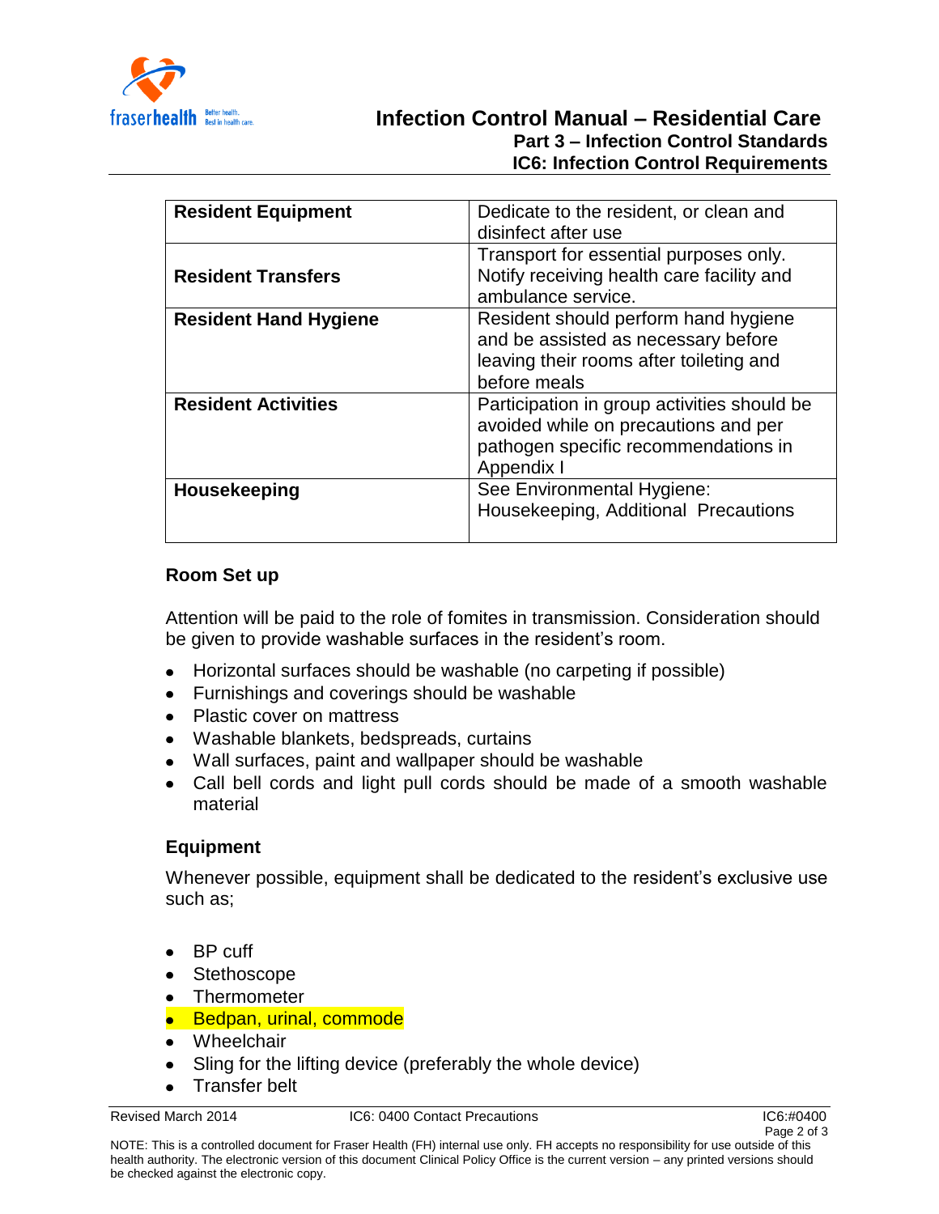| Resident Equipment | Dedicate to the resident, or clean and disinfect after use |
|---|---|
| **Resident Transfers** | Transport for essential purposes only. Notify receiving health care facility and ambulance service. |
| **Resident Hand Hygiene** | Resident should perform hand hygiene and be assisted as necessary before leaving their rooms after toileting and before meals |
| **Resident Activities** | Participation in group activities should be avoided while on precautions and per pathogen specific recommendations in Appendix I |
| **Housekeeping** | See Environmental Hygiene: Housekeeping, Additional Precautions |

### Room Set up

Attention will be paid to the role of fomites in transmission. Consideration should be given to provide washable surfaces in the resident's room.

- Horizontal surfaces should be washable (no carpeting if possible)
- Furnishings and coverings should be washable
- Plastic cover on mattress
- Washable blankets, bedspreads, curtains
- Wall surfaces, paint and wallpaper should be washable
- Call bell cords and light pull cords should be made of a smooth washable material

### Equipment

Whenever possible, equipment shall be dedicated to the resident's exclusive use such as;

- BP cuff
- Stethoscope
- Thermometer
- Bedpan, urinal, commode
- Wheelchair
- Sling for the lifting device (preferably the whole device)
- Transfer belt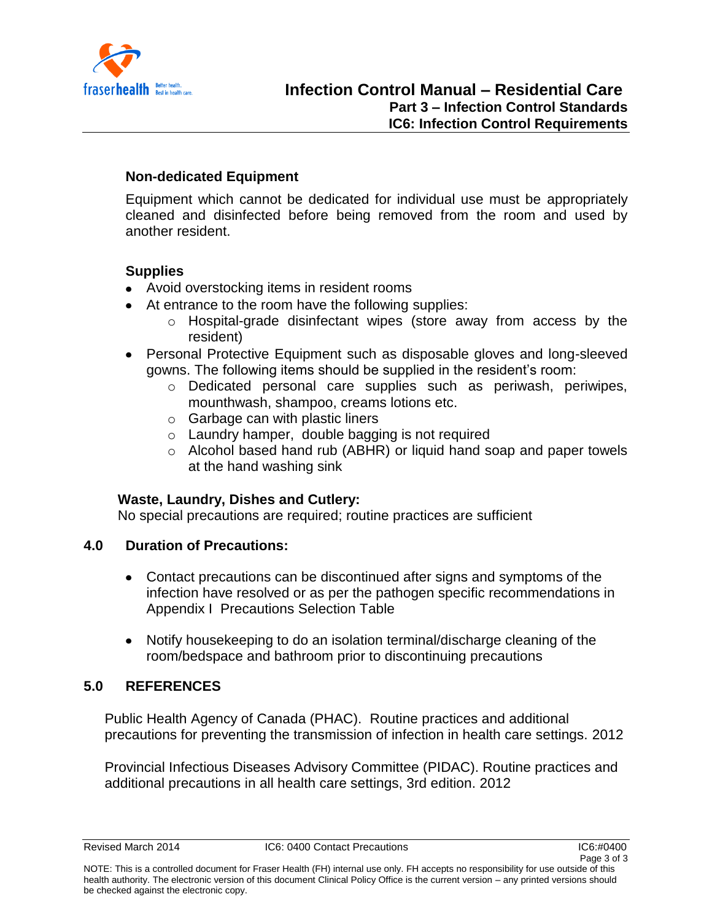### Non-dedicated Equipment

Equipment which cannot be dedicated for individual use must be appropriately cleaned and disinfected before being removed from the room and used by another resident.

### Supplies

- Avoid overstocking items in resident rooms
- At entrance to the room have the following supplies:
  - Hospital-grade disinfectant wipes (store away from access by the resident)
- Personal Protective Equipment such as disposable gloves and long-sleeved gowns. The following items should be supplied in the resident's room:
  - Dedicated personal care supplies such as periwash, periwipes, mouthwash, shampoo, creams lotions etc.
  - Garbage can with plastic liners
  - Laundry hamper, double bagging is not required
  - Alcohol based hand rub (ABHR) or liquid hand soap and paper towels at the hand washing sink

### Waste, Laundry, Dishes and Cutlery:

No special precautions are required; routine practices are sufficient

## 4.0 Duration of Precautions:

- Contact precautions can be discontinued after signs and symptoms of the infection have resolved or as per the pathogen specific recommendations in Appendix I Precautions Selection Table

- Notify housekeeping to do an isolation terminal/discharge cleaning of the room/bedspace and bathroom prior to discontinuing precautions

## 5.0 REFERENCES

Public Health Agency of Canada (PHAC). Routine practices and additional precautions for preventing the transmission of infection in health care settings. 2012

Provincial Infectious Diseases Advisory Committee (PIDAC). Routine practices and additional precautions in all health care settings, 3rd edition. 2012